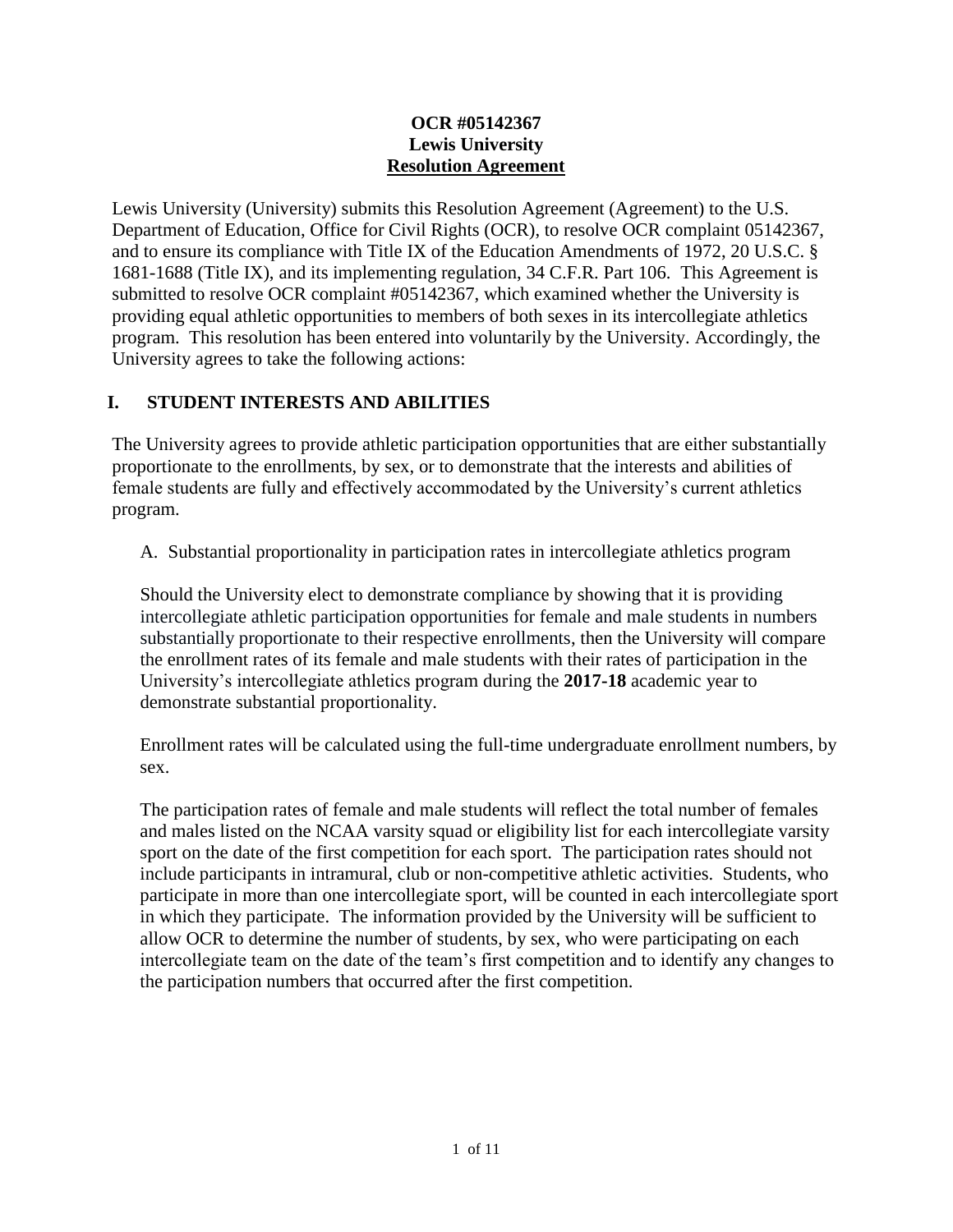**OCR #05142367**
**Lewis University**
**Resolution Agreement**

Lewis University (University) submits this Resolution Agreement (Agreement) to the U.S. Department of Education, Office for Civil Rights (OCR), to resolve OCR complaint 05142367, and to ensure its compliance with Title IX of the Education Amendments of 1972, 20 U.S.C. § 1681-1688 (Title IX), and its implementing regulation, 34 C.F.R. Part 106. This Agreement is submitted to resolve OCR complaint #05142367, which examined whether the University is providing equal athletic opportunities to members of both sexes in its intercollegiate athletics program. This resolution has been entered into voluntarily by the University. Accordingly, the University agrees to take the following actions:

## I. STUDENT INTERESTS AND ABILITIES

The University agrees to provide athletic participation opportunities that are either substantially proportionate to the enrollments, by sex, or to demonstrate that the interests and abilities of female students are fully and effectively accommodated by the University's current athletics program.

A. Substantial proportionality in participation rates in intercollegiate athletics program

Should the University elect to demonstrate compliance by showing that it is providing intercollegiate athletic participation opportunities for female and male students in numbers substantially proportionate to their respective enrollments, then the University will compare the enrollment rates of its female and male students with their rates of participation in the University's intercollegiate athletics program during the **2017-18** academic year to demonstrate substantial proportionality.

Enrollment rates will be calculated using the full-time undergraduate enrollment numbers, by sex.

The participation rates of female and male students will reflect the total number of females and males listed on the NCAA varsity squad or eligibility list for each intercollegiate varsity sport on the date of the first competition for each sport. The participation rates should not include participants in intramural, club or non-competitive athletic activities. Students, who participate in more than one intercollegiate sport, will be counted in each intercollegiate sport in which they participate. The information provided by the University will be sufficient to allow OCR to determine the number of students, by sex, who were participating on each intercollegiate team on the date of the team's first competition and to identify any changes to the participation numbers that occurred after the first competition.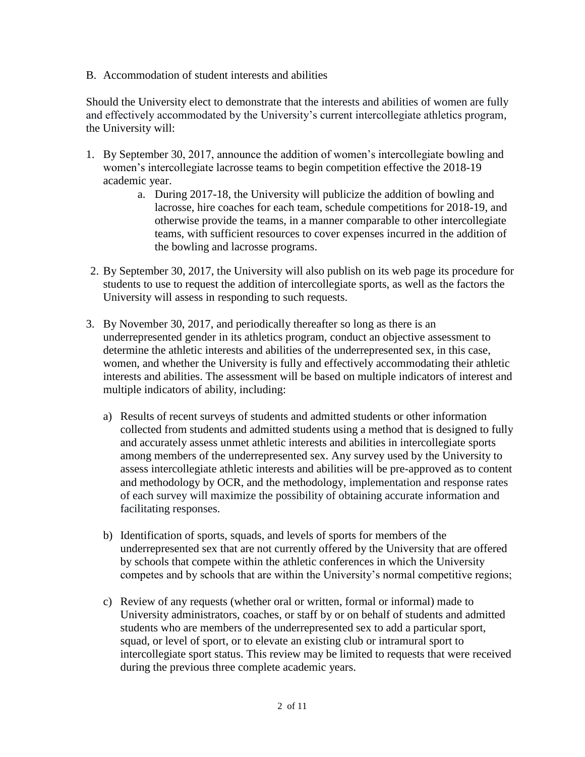B. Accommodation of student interests and abilities

Should the University elect to demonstrate that the interests and abilities of women are fully and effectively accommodated by the University's current intercollegiate athletics program, the University will:

1. By September 30, 2017, announce the addition of women's intercollegiate bowling and women's intercollegiate lacrosse teams to begin competition effective the 2018-19 academic year.
    a. During 2017-18, the University will publicize the addition of bowling and lacrosse, hire coaches for each team, schedule competitions for 2018-19, and otherwise provide the teams, in a manner comparable to other intercollegiate teams, with sufficient resources to cover expenses incurred in the addition of the bowling and lacrosse programs.

2. By September 30, 2017, the University will also publish on its web page its procedure for students to use to request the addition of intercollegiate sports, as well as the factors the University will assess in responding to such requests.

3. By November 30, 2017, and periodically thereafter so long as there is an underrepresented gender in its athletics program, conduct an objective assessment to determine the athletic interests and abilities of the underrepresented sex, in this case, women, and whether the University is fully and effectively accommodating their athletic interests and abilities. The assessment will be based on multiple indicators of interest and multiple indicators of ability, including:

    a) Results of recent surveys of students and admitted students or other information collected from students and admitted students using a method that is designed to fully and accurately assess unmet athletic interests and abilities in intercollegiate sports among members of the underrepresented sex. Any survey used by the University to assess intercollegiate athletic interests and abilities will be pre-approved as to content and methodology by OCR, and the methodology, implementation and response rates of each survey will maximize the possibility of obtaining accurate information and facilitating responses.

    b) Identification of sports, squads, and levels of sports for members of the underrepresented sex that are not currently offered by the University that are offered by schools that compete within the athletic conferences in which the University competes and by schools that are within the University's normal competitive regions;

    c) Review of any requests (whether oral or written, formal or informal) made to University administrators, coaches, or staff by or on behalf of students and admitted students who are members of the underrepresented sex to add a particular sport, squad, or level of sport, or to elevate an existing club or intramural sport to intercollegiate sport status. This review may be limited to requests that were received during the previous three complete academic years.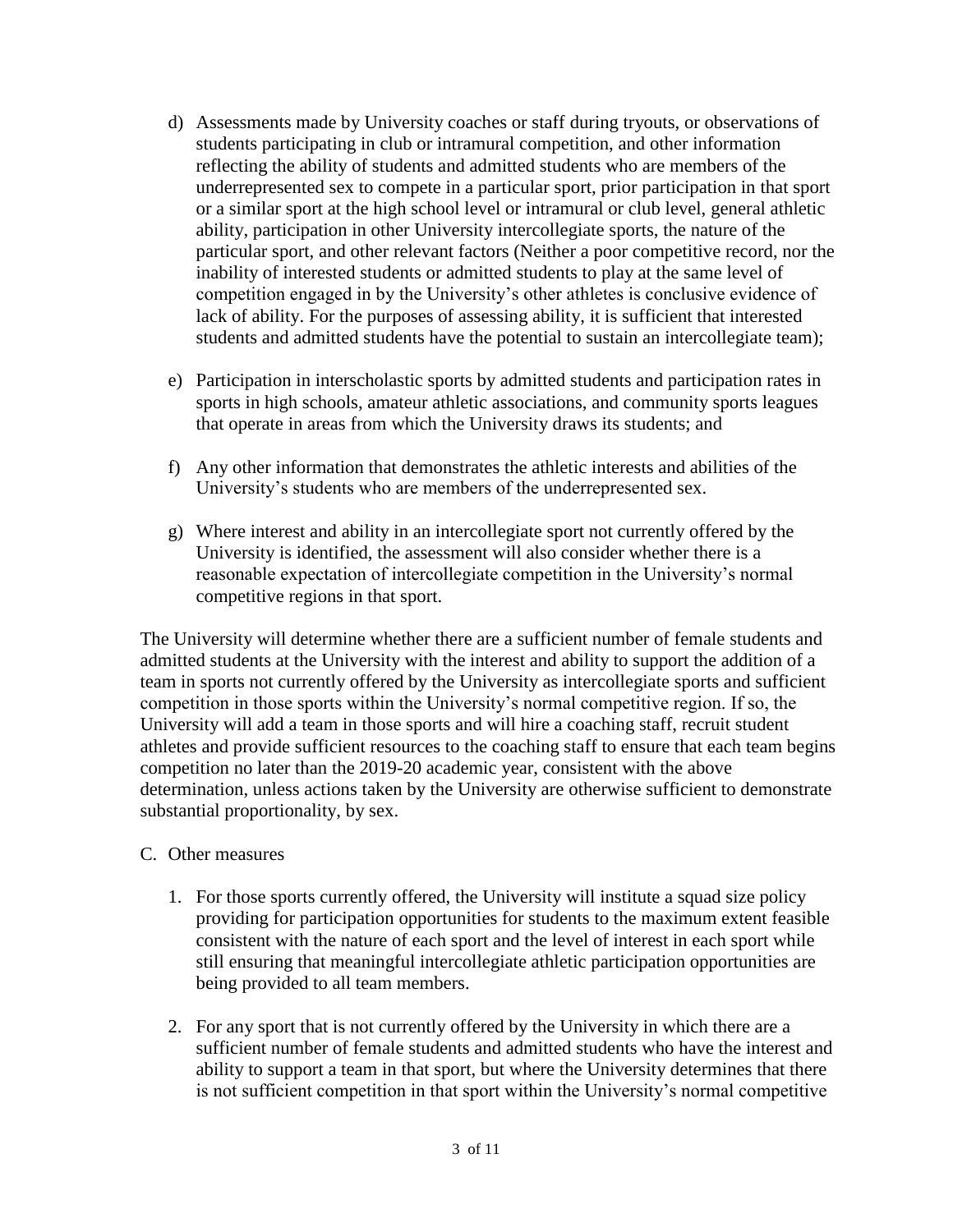d) Assessments made by University coaches or staff during tryouts, or observations of students participating in club or intramural competition, and other information reflecting the ability of students and admitted students who are members of the underrepresented sex to compete in a particular sport, prior participation in that sport or a similar sport at the high school level or intramural or club level, general athletic ability, participation in other University intercollegiate sports, the nature of the particular sport, and other relevant factors (Neither a poor competitive record, nor the inability of interested students or admitted students to play at the same level of competition engaged in by the University's other athletes is conclusive evidence of lack of ability. For the purposes of assessing ability, it is sufficient that interested students and admitted students have the potential to sustain an intercollegiate team);

e) Participation in interscholastic sports by admitted students and participation rates in sports in high schools, amateur athletic associations, and community sports leagues that operate in areas from which the University draws its students; and

f) Any other information that demonstrates the athletic interests and abilities of the University's students who are members of the underrepresented sex.

g) Where interest and ability in an intercollegiate sport not currently offered by the University is identified, the assessment will also consider whether there is a reasonable expectation of intercollegiate competition in the University's normal competitive regions in that sport.

The University will determine whether there are a sufficient number of female students and admitted students at the University with the interest and ability to support the addition of a team in sports not currently offered by the University as intercollegiate sports and sufficient competition in those sports within the University's normal competitive region. If so, the University will add a team in those sports and will hire a coaching staff, recruit student athletes and provide sufficient resources to the coaching staff to ensure that each team begins competition no later than the 2019-20 academic year, consistent with the above determination, unless actions taken by the University are otherwise sufficient to demonstrate substantial proportionality, by sex.

C. Other measures

1. For those sports currently offered, the University will institute a squad size policy providing for participation opportunities for students to the maximum extent feasible consistent with the nature of each sport and the level of interest in each sport while still ensuring that meaningful intercollegiate athletic participation opportunities are being provided to all team members.

2. For any sport that is not currently offered by the University in which there are a sufficient number of female students and admitted students who have the interest and ability to support a team in that sport, but where the University determines that there is not sufficient competition in that sport within the University's normal competitive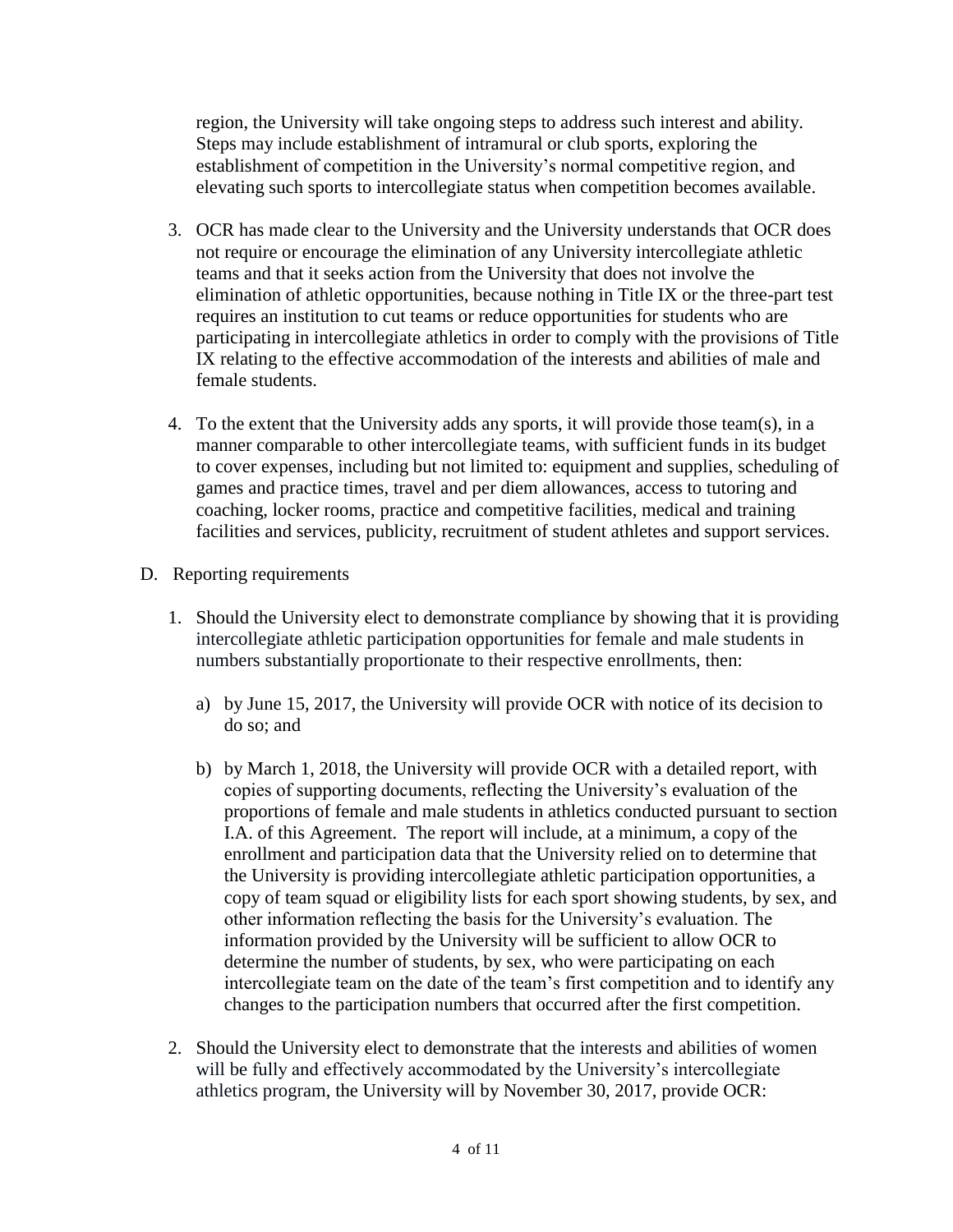region, the University will take ongoing steps to address such interest and ability. Steps may include establishment of intramural or club sports, exploring the establishment of competition in the University's normal competitive region, and elevating such sports to intercollegiate status when competition becomes available.

3. OCR has made clear to the University and the University understands that OCR does not require or encourage the elimination of any University intercollegiate athletic teams and that it seeks action from the University that does not involve the elimination of athletic opportunities, because nothing in Title IX or the three-part test requires an institution to cut teams or reduce opportunities for students who are participating in intercollegiate athletics in order to comply with the provisions of Title IX relating to the effective accommodation of the interests and abilities of male and female students.

4. To the extent that the University adds any sports, it will provide those team(s), in a manner comparable to other intercollegiate teams, with sufficient funds in its budget to cover expenses, including but not limited to: equipment and supplies, scheduling of games and practice times, travel and per diem allowances, access to tutoring and coaching, locker rooms, practice and competitive facilities, medical and training facilities and services, publicity, recruitment of student athletes and support services.

D. Reporting requirements

1. Should the University elect to demonstrate compliance by showing that it is providing intercollegiate athletic participation opportunities for female and male students in numbers substantially proportionate to their respective enrollments, then:

    a) by June 15, 2017, the University will provide OCR with notice of its decision to do so; and

    b) by March 1, 2018, the University will provide OCR with a detailed report, with copies of supporting documents, reflecting the University's evaluation of the proportions of female and male students in athletics conducted pursuant to section I.A. of this Agreement. The report will include, at a minimum, a copy of the enrollment and participation data that the University relied on to determine that the University is providing intercollegiate athletic participation opportunities, a copy of team squad or eligibility lists for each sport showing students, by sex, and other information reflecting the basis for the University's evaluation. The information provided by the University will be sufficient to allow OCR to determine the number of students, by sex, who were participating on each intercollegiate team on the date of the team's first competition and to identify any changes to the participation numbers that occurred after the first competition.

2. Should the University elect to demonstrate that the interests and abilities of women will be fully and effectively accommodated by the University's intercollegiate athletics program, the University will by November 30, 2017, provide OCR: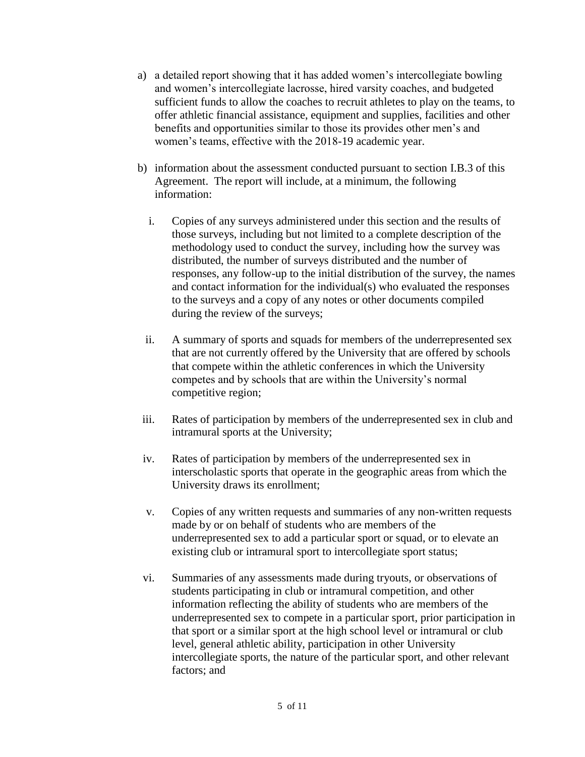a) a detailed report showing that it has added women's intercollegiate bowling and women's intercollegiate lacrosse, hired varsity coaches, and budgeted sufficient funds to allow the coaches to recruit athletes to play on the teams, to offer athletic financial assistance, equipment and supplies, facilities and other benefits and opportunities similar to those its provides other men's and women's teams, effective with the 2018-19 academic year.

b) information about the assessment conducted pursuant to section I.B.3 of this Agreement. The report will include, at a minimum, the following information:

   i. Copies of any surveys administered under this section and the results of those surveys, including but not limited to a complete description of the methodology used to conduct the survey, including how the survey was distributed, the number of surveys distributed and the number of responses, any follow-up to the initial distribution of the survey, the names and contact information for the individual(s) who evaluated the responses to the surveys and a copy of any notes or other documents compiled during the review of the surveys;

   ii. A summary of sports and squads for members of the underrepresented sex that are not currently offered by the University that are offered by schools that compete within the athletic conferences in which the University competes and by schools that are within the University's normal competitive region;

   iii. Rates of participation by members of the underrepresented sex in club and intramural sports at the University;

   iv. Rates of participation by members of the underrepresented sex in interscholastic sports that operate in the geographic areas from which the University draws its enrollment;

   v. Copies of any written requests and summaries of any non-written requests made by or on behalf of students who are members of the underrepresented sex to add a particular sport or squad, or to elevate an existing club or intramural sport to intercollegiate sport status;

   vi. Summaries of any assessments made during tryouts, or observations of students participating in club or intramural competition, and other information reflecting the ability of students who are members of the underrepresented sex to compete in a particular sport, prior participation in that sport or a similar sport at the high school level or intramural or club level, general athletic ability, participation in other University intercollegiate sports, the nature of the particular sport, and other relevant factors; and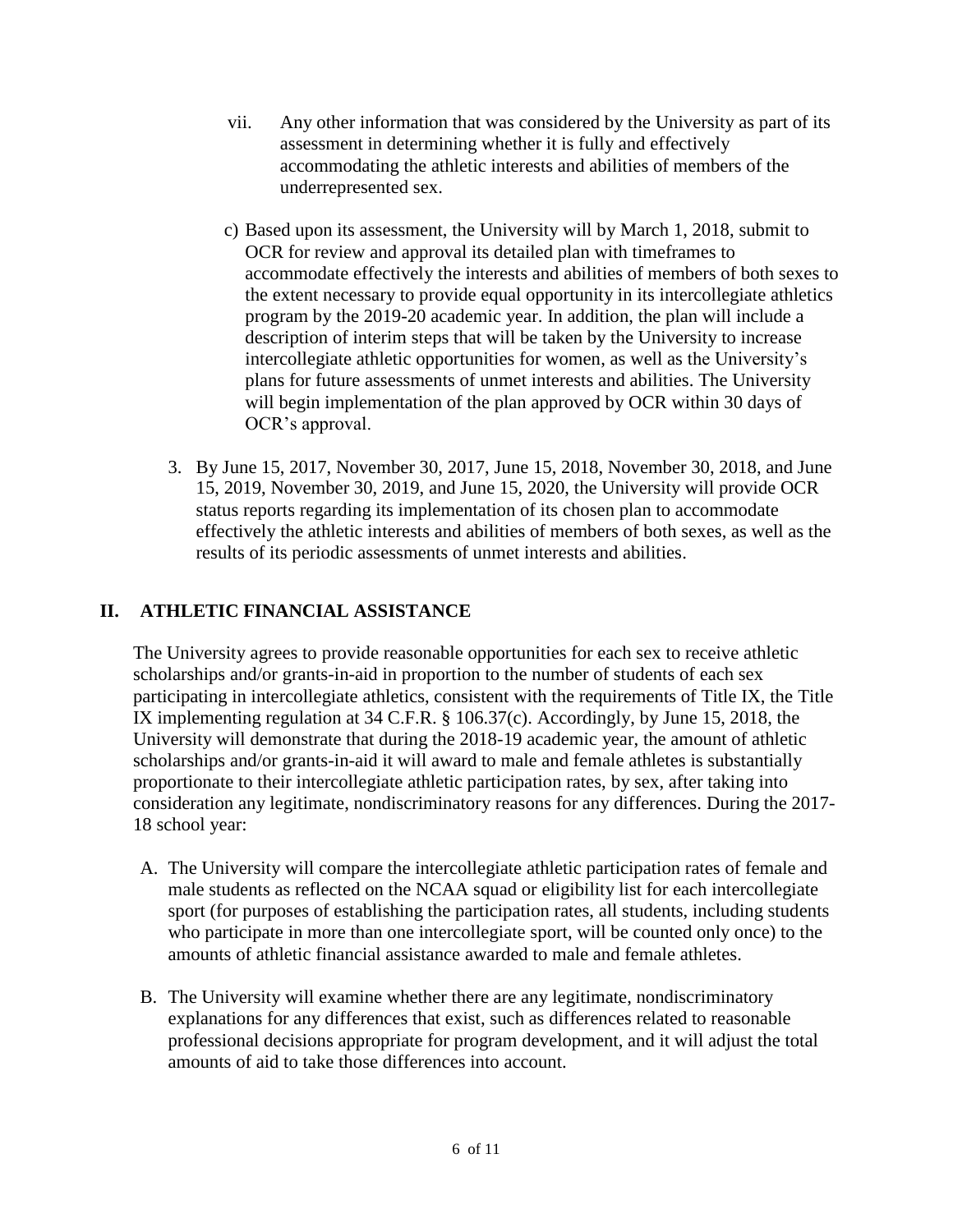vii. Any other information that was considered by the University as part of its assessment in determining whether it is fully and effectively accommodating the athletic interests and abilities of members of the underrepresented sex.

c) Based upon its assessment, the University will by March 1, 2018, submit to OCR for review and approval its detailed plan with timeframes to accommodate effectively the interests and abilities of members of both sexes to the extent necessary to provide equal opportunity in its intercollegiate athletics program by the 2019-20 academic year. In addition, the plan will include a description of interim steps that will be taken by the University to increase intercollegiate athletic opportunities for women, as well as the University's plans for future assessments of unmet interests and abilities. The University will begin implementation of the plan approved by OCR within 30 days of OCR's approval.

3. By June 15, 2017, November 30, 2017, June 15, 2018, November 30, 2018, and June 15, 2019, November 30, 2019, and June 15, 2020, the University will provide OCR status reports regarding its implementation of its chosen plan to accommodate effectively the athletic interests and abilities of members of both sexes, as well as the results of its periodic assessments of unmet interests and abilities.

## II. ATHLETIC FINANCIAL ASSISTANCE

The University agrees to provide reasonable opportunities for each sex to receive athletic scholarships and/or grants-in-aid in proportion to the number of students of each sex participating in intercollegiate athletics, consistent with the requirements of Title IX, the Title IX implementing regulation at 34 C.F.R. § 106.37(c). Accordingly, by June 15, 2018, the University will demonstrate that during the 2018-19 academic year, the amount of athletic scholarships and/or grants-in-aid it will award to male and female athletes is substantially proportionate to their intercollegiate athletic participation rates, by sex, after taking into consideration any legitimate, nondiscriminatory reasons for any differences. During the 2017-18 school year:

A. The University will compare the intercollegiate athletic participation rates of female and male students as reflected on the NCAA squad or eligibility list for each intercollegiate sport (for purposes of establishing the participation rates, all students, including students who participate in more than one intercollegiate sport, will be counted only once) to the amounts of athletic financial assistance awarded to male and female athletes.

B. The University will examine whether there are any legitimate, nondiscriminatory explanations for any differences that exist, such as differences related to reasonable professional decisions appropriate for program development, and it will adjust the total amounts of aid to take those differences into account.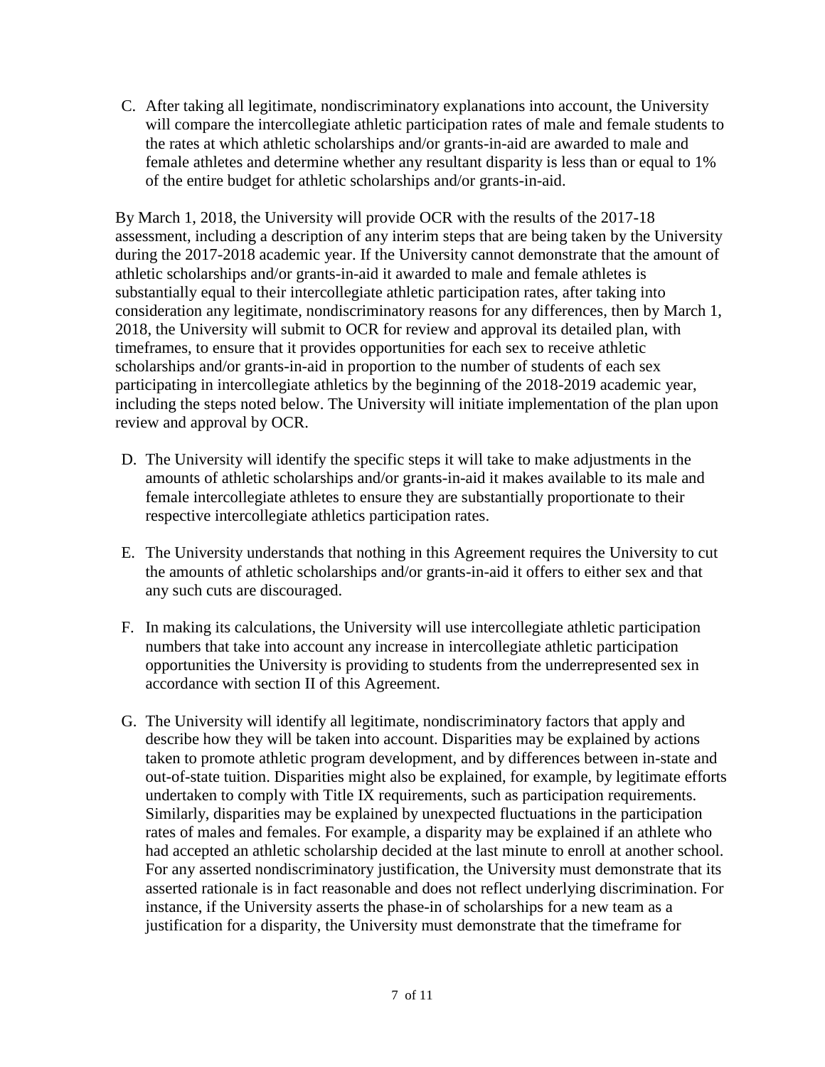C. After taking all legitimate, nondiscriminatory explanations into account, the University will compare the intercollegiate athletic participation rates of male and female students to the rates at which athletic scholarships and/or grants-in-aid are awarded to male and female athletes and determine whether any resultant disparity is less than or equal to 1% of the entire budget for athletic scholarships and/or grants-in-aid.

By March 1, 2018, the University will provide OCR with the results of the 2017-18 assessment, including a description of any interim steps that are being taken by the University during the 2017-2018 academic year. If the University cannot demonstrate that the amount of athletic scholarships and/or grants-in-aid it awarded to male and female athletes is substantially equal to their intercollegiate athletic participation rates, after taking into consideration any legitimate, nondiscriminatory reasons for any differences, then by March 1, 2018, the University will submit to OCR for review and approval its detailed plan, with timeframes, to ensure that it provides opportunities for each sex to receive athletic scholarships and/or grants-in-aid in proportion to the number of students of each sex participating in intercollegiate athletics by the beginning of the 2018-2019 academic year, including the steps noted below. The University will initiate implementation of the plan upon review and approval by OCR.

D. The University will identify the specific steps it will take to make adjustments in the amounts of athletic scholarships and/or grants-in-aid it makes available to its male and female intercollegiate athletes to ensure they are substantially proportionate to their respective intercollegiate athletics participation rates.

E. The University understands that nothing in this Agreement requires the University to cut the amounts of athletic scholarships and/or grants-in-aid it offers to either sex and that any such cuts are discouraged.

F. In making its calculations, the University will use intercollegiate athletic participation numbers that take into account any increase in intercollegiate athletic participation opportunities the University is providing to students from the underrepresented sex in accordance with section II of this Agreement.

G. The University will identify all legitimate, nondiscriminatory factors that apply and describe how they will be taken into account. Disparities may be explained by actions taken to promote athletic program development, and by differences between in-state and out-of-state tuition. Disparities might also be explained, for example, by legitimate efforts undertaken to comply with Title IX requirements, such as participation requirements. Similarly, disparities may be explained by unexpected fluctuations in the participation rates of males and females. For example, a disparity may be explained if an athlete who had accepted an athletic scholarship decided at the last minute to enroll at another school. For any asserted nondiscriminatory justification, the University must demonstrate that its asserted rationale is in fact reasonable and does not reflect underlying discrimination. For instance, if the University asserts the phase-in of scholarships for a new team as a justification for a disparity, the University must demonstrate that the timeframe for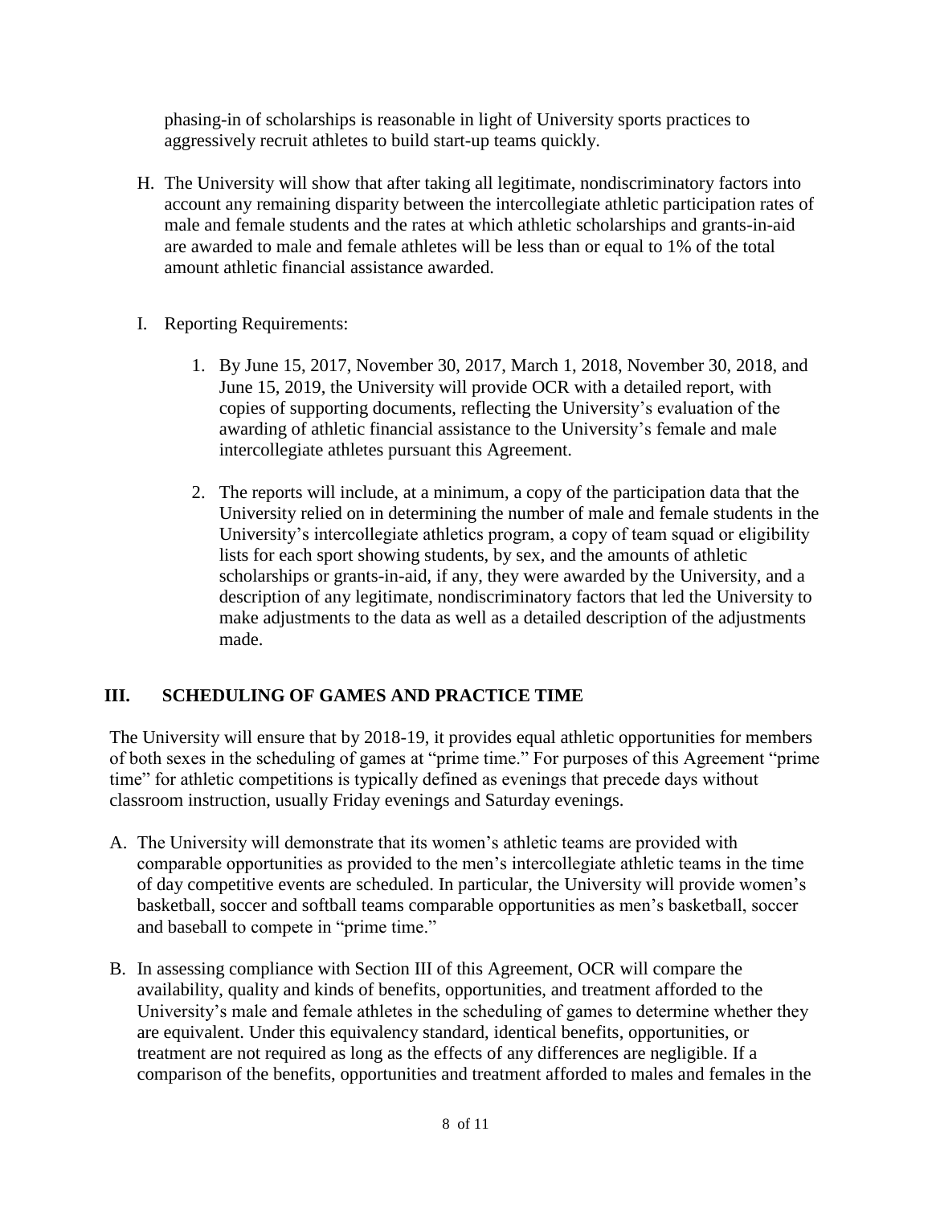phasing-in of scholarships is reasonable in light of University sports practices to aggressively recruit athletes to build start-up teams quickly.

H. The University will show that after taking all legitimate, nondiscriminatory factors into account any remaining disparity between the intercollegiate athletic participation rates of male and female students and the rates at which athletic scholarships and grants-in-aid are awarded to male and female athletes will be less than or equal to 1% of the total amount athletic financial assistance awarded.

I. Reporting Requirements:

   1. By June 15, 2017, November 30, 2017, March 1, 2018, November 30, 2018, and June 15, 2019, the University will provide OCR with a detailed report, with copies of supporting documents, reflecting the University's evaluation of the awarding of athletic financial assistance to the University's female and male intercollegiate athletes pursuant this Agreement.

   2. The reports will include, at a minimum, a copy of the participation data that the University relied on in determining the number of male and female students in the University's intercollegiate athletics program, a copy of team squad or eligibility lists for each sport showing students, by sex, and the amounts of athletic scholarships or grants-in-aid, if any, they were awarded by the University, and a description of any legitimate, nondiscriminatory factors that led the University to make adjustments to the data as well as a detailed description of the adjustments made.

## III. SCHEDULING OF GAMES AND PRACTICE TIME

The University will ensure that by 2018-19, it provides equal athletic opportunities for members of both sexes in the scheduling of games at "prime time." For purposes of this Agreement "prime time" for athletic competitions is typically defined as evenings that precede days without classroom instruction, usually Friday evenings and Saturday evenings.

A. The University will demonstrate that its women's athletic teams are provided with comparable opportunities as provided to the men's intercollegiate athletic teams in the time of day competitive events are scheduled. In particular, the University will provide women's basketball, soccer and softball teams comparable opportunities as men's basketball, soccer and baseball to compete in "prime time."

B. In assessing compliance with Section III of this Agreement, OCR will compare the availability, quality and kinds of benefits, opportunities, and treatment afforded to the University's male and female athletes in the scheduling of games to determine whether they are equivalent. Under this equivalency standard, identical benefits, opportunities, or treatment are not required as long as the effects of any differences are negligible. If a comparison of the benefits, opportunities and treatment afforded to males and females in the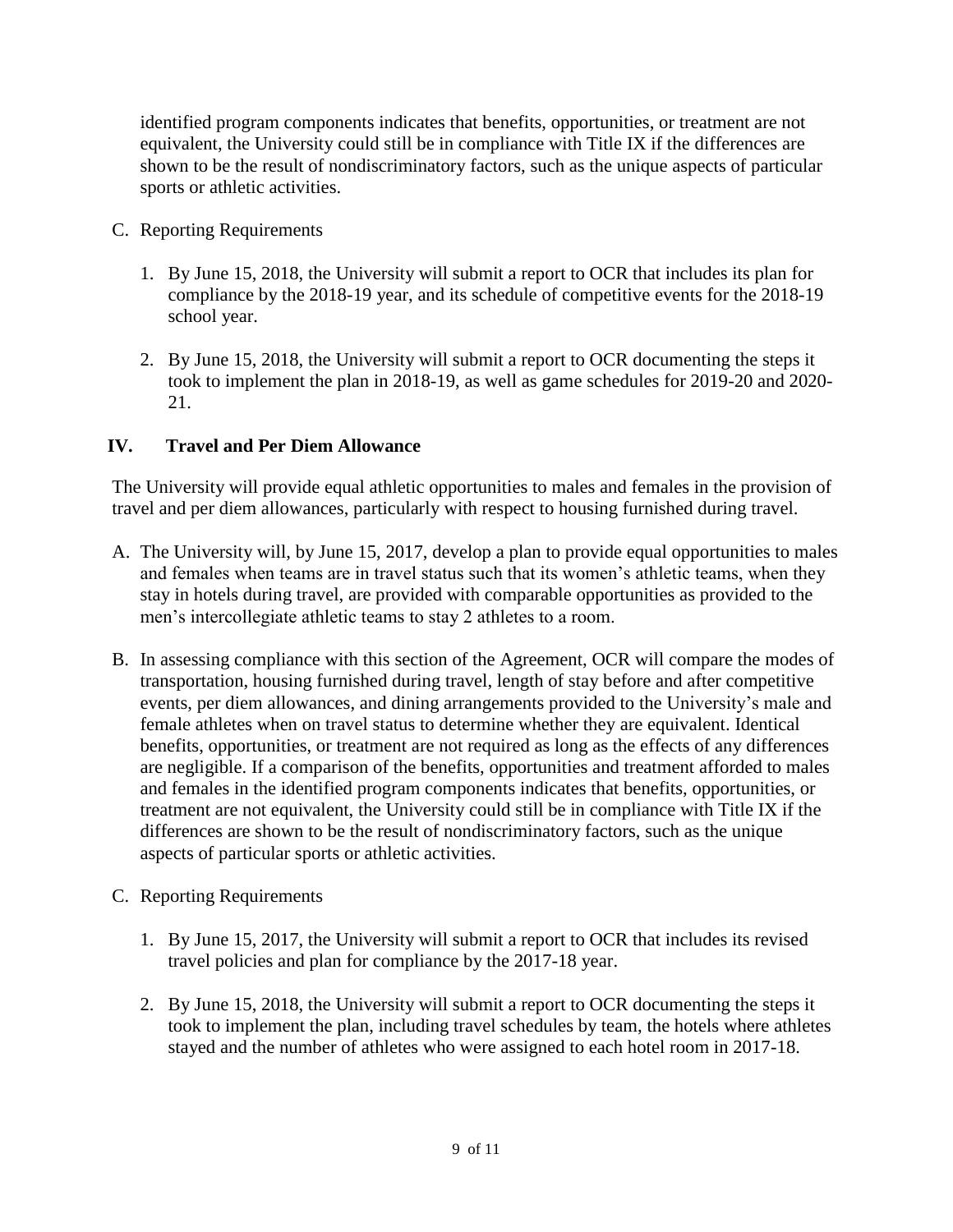identified program components indicates that benefits, opportunities, or treatment are not equivalent, the University could still be in compliance with Title IX if the differences are shown to be the result of nondiscriminatory factors, such as the unique aspects of particular sports or athletic activities.

C. Reporting Requirements

   1. By June 15, 2018, the University will submit a report to OCR that includes its plan for compliance by the 2018-19 year, and its schedule of competitive events for the 2018-19 school year.

   2. By June 15, 2018, the University will submit a report to OCR documenting the steps it took to implement the plan in 2018-19, as well as game schedules for 2019-20 and 2020-21.

## IV. Travel and Per Diem Allowance

The University will provide equal athletic opportunities to males and females in the provision of travel and per diem allowances, particularly with respect to housing furnished during travel.

A. The University will, by June 15, 2017, develop a plan to provide equal opportunities to males and females when teams are in travel status such that its women's athletic teams, when they stay in hotels during travel, are provided with comparable opportunities as provided to the men's intercollegiate athletic teams to stay 2 athletes to a room.

B. In assessing compliance with this section of the Agreement, OCR will compare the modes of transportation, housing furnished during travel, length of stay before and after competitive events, per diem allowances, and dining arrangements provided to the University's male and female athletes when on travel status to determine whether they are equivalent. Identical benefits, opportunities, or treatment are not required as long as the effects of any differences are negligible. If a comparison of the benefits, opportunities and treatment afforded to males and females in the identified program components indicates that benefits, opportunities, or treatment are not equivalent, the University could still be in compliance with Title IX if the differences are shown to be the result of nondiscriminatory factors, such as the unique aspects of particular sports or athletic activities.

C. Reporting Requirements

   1. By June 15, 2017, the University will submit a report to OCR that includes its revised travel policies and plan for compliance by the 2017-18 year.

   2. By June 15, 2018, the University will submit a report to OCR documenting the steps it took to implement the plan, including travel schedules by team, the hotels where athletes stayed and the number of athletes who were assigned to each hotel room in 2017-18.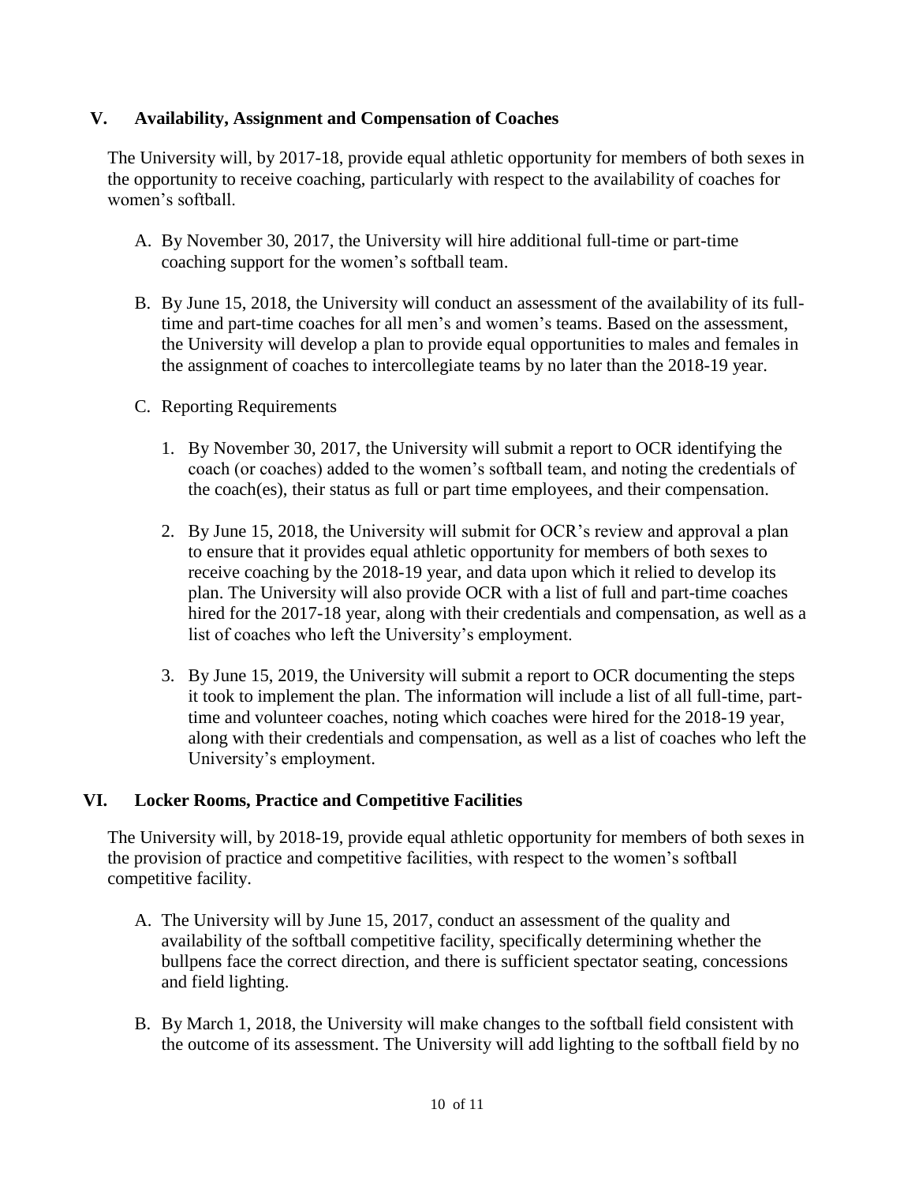## V. Availability, Assignment and Compensation of Coaches

The University will, by 2017-18, provide equal athletic opportunity for members of both sexes in the opportunity to receive coaching, particularly with respect to the availability of coaches for women's softball.

A. By November 30, 2017, the University will hire additional full-time or part-time coaching support for the women's softball team.

B. By June 15, 2018, the University will conduct an assessment of the availability of its full-time and part-time coaches for all men's and women's teams. Based on the assessment, the University will develop a plan to provide equal opportunities to males and females in the assignment of coaches to intercollegiate teams by no later than the 2018-19 year.

C. Reporting Requirements

1. By November 30, 2017, the University will submit a report to OCR identifying the coach (or coaches) added to the women's softball team, and noting the credentials of the coach(es), their status as full or part time employees, and their compensation.

2. By June 15, 2018, the University will submit for OCR's review and approval a plan to ensure that it provides equal athletic opportunity for members of both sexes to receive coaching by the 2018-19 year, and data upon which it relied to develop its plan. The University will also provide OCR with a list of full and part-time coaches hired for the 2017-18 year, along with their credentials and compensation, as well as a list of coaches who left the University's employment.

3. By June 15, 2019, the University will submit a report to OCR documenting the steps it took to implement the plan. The information will include a list of all full-time, part-time and volunteer coaches, noting which coaches were hired for the 2018-19 year, along with their credentials and compensation, as well as a list of coaches who left the University's employment.

## VI. Locker Rooms, Practice and Competitive Facilities

The University will, by 2018-19, provide equal athletic opportunity for members of both sexes in the provision of practice and competitive facilities, with respect to the women's softball competitive facility.

A. The University will by June 15, 2017, conduct an assessment of the quality and availability of the softball competitive facility, specifically determining whether the bullpens face the correct direction, and there is sufficient spectator seating, concessions and field lighting.

B. By March 1, 2018, the University will make changes to the softball field consistent with the outcome of its assessment. The University will add lighting to the softball field by no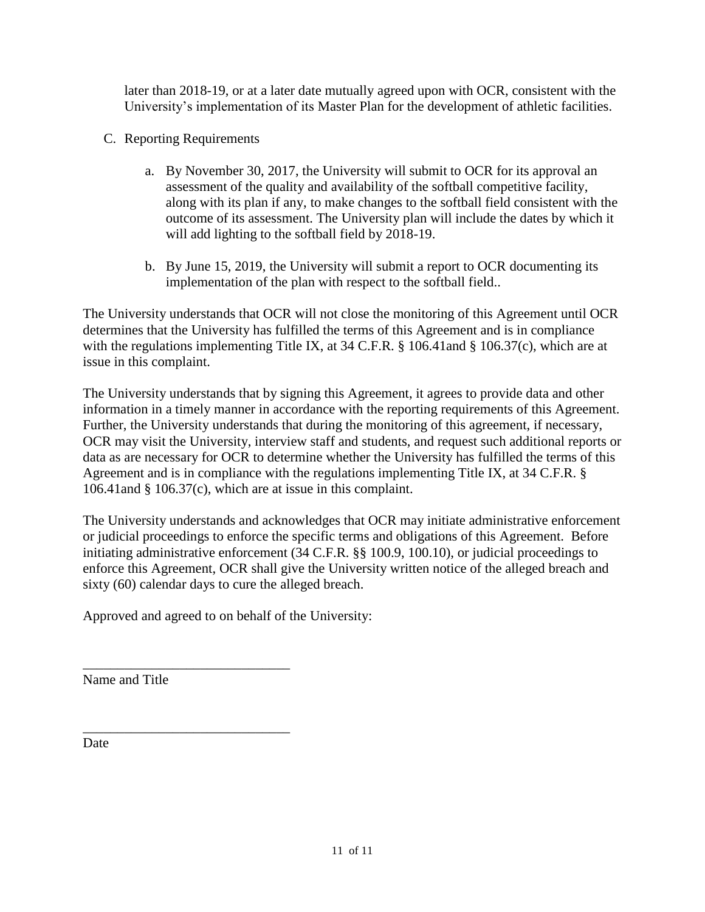later than 2018-19, or at a later date mutually agreed upon with OCR, consistent with the University's implementation of its Master Plan for the development of athletic facilities.

C. Reporting Requirements

   a. By November 30, 2017, the University will submit to OCR for its approval an assessment of the quality and availability of the softball competitive facility, along with its plan if any, to make changes to the softball field consistent with the outcome of its assessment. The University plan will include the dates by which it will add lighting to the softball field by 2018-19.

   b. By June 15, 2019, the University will submit a report to OCR documenting its implementation of the plan with respect to the softball field..

The University understands that OCR will not close the monitoring of this Agreement until OCR determines that the University has fulfilled the terms of this Agreement and is in compliance with the regulations implementing Title IX, at 34 C.F.R. § 106.41and § 106.37(c), which are at issue in this complaint.

The University understands that by signing this Agreement, it agrees to provide data and other information in a timely manner in accordance with the reporting requirements of this Agreement. Further, the University understands that during the monitoring of this agreement, if necessary, OCR may visit the University, interview staff and students, and request such additional reports or data as are necessary for OCR to determine whether the University has fulfilled the terms of this Agreement and is in compliance with the regulations implementing Title IX, at 34 C.F.R. § 106.41and § 106.37(c), which are at issue in this complaint.

The University understands and acknowledges that OCR may initiate administrative enforcement or judicial proceedings to enforce the specific terms and obligations of this Agreement. Before initiating administrative enforcement (34 C.F.R. §§ 100.9, 100.10), or judicial proceedings to enforce this Agreement, OCR shall give the University written notice of the alleged breach and sixty (60) calendar days to cure the alleged breach.

Approved and agreed to on behalf of the University:

______________________________
Name and Title

______________________________
Date